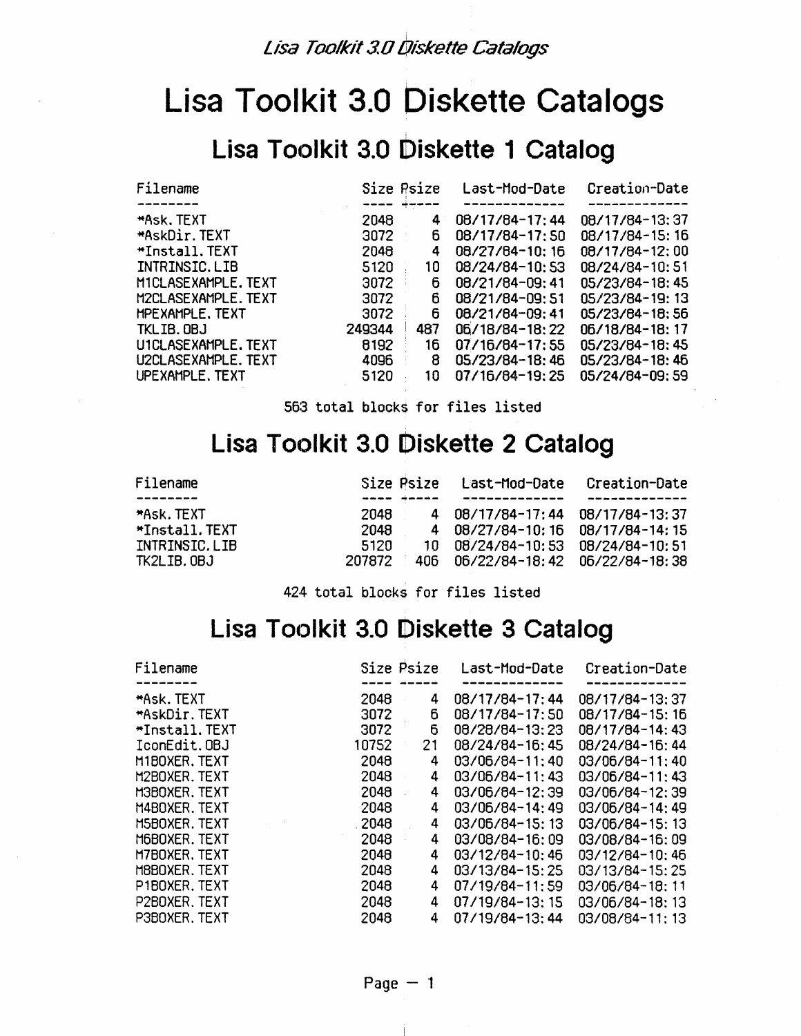# Lisa Toolkit 3.0 Diskette Catalogs

## Lisa Toolkit 3.0 Diskette 1 Catalog

| Filename | Size | Psize | Last-Mod-Date | Creation-Date |
| --- | --- | --- | --- | --- |
| *Ask.TEXT | 2048 | 4 | 08/17/84-17:44 | 08/17/84-13:37 |
| *AskDir.TEXT | 3072 | 6 | 08/17/84-17:50 | 08/17/84-15:16 |
| *Install.TEXT | 2048 | 4 | 08/27/84-10:16 | 08/17/84-12:00 |
| INTRINSIC.LIB | 5120 | 10 | 08/24/84-10:53 | 08/24/84-10:51 |
| M1CLASEXAMPLE.TEXT | 3072 | 6 | 08/21/84-09:41 | 05/23/84-18:45 |
| M2CLASEXAMPLE.TEXT | 3072 | 6 | 08/21/84-09:51 | 05/23/84-19:13 |
| MPEXAMPLE.TEXT | 3072 | 6 | 08/21/84-09:41 | 05/23/84-18:56 |
| TKLIB.OBJ | 249344 | 487 | 06/18/84-18:22 | 06/18/84-18:17 |
| U1CLASEXAMPLE.TEXT | 8192 | 16 | 07/16/84-17:55 | 05/23/84-18:45 |
| U2CLASEXAMPLE.TEXT | 4096 | 8 | 05/23/84-18:46 | 05/23/84-18:46 |
| UPEXAMPLE.TEXT | 5120 | 10 | 07/16/84-19:25 | 05/24/84-09:59 |

563 total blocks for files listed

## Lisa Toolkit 3.0 Diskette 2 Catalog

| Filename | Size | Psize | Last-Mod-Date | Creation-Date |
| --- | --- | --- | --- | --- |
| *Ask.TEXT | 2048 | 4 | 08/17/84-17:44 | 08/17/84-13:37 |
| *Install.TEXT | 2048 | 4 | 08/27/84-10:16 | 08/17/84-14:15 |
| INTRINSIC.LIB | 5120 | 10 | 08/24/84-10:53 | 08/24/84-10:51 |
| TK2LIB.OBJ | 207872 | 406 | 06/22/84-18:42 | 06/22/84-18:38 |

424 total blocks for files listed

## Lisa Toolkit 3.0 Diskette 3 Catalog

| Filename | Size | Psize | Last-Mod-Date | Creation-Date |
| --- | --- | --- | --- | --- |
| *Ask.TEXT | 2048 | 4 | 08/17/84-17:44 | 08/17/84-13:37 |
| *AskDir.TEXT | 3072 | 6 | 08/17/84-17:50 | 08/17/84-15:16 |
| *Install.TEXT | 3072 | 6 | 08/28/84-13:23 | 08/17/84-14:43 |
| IconEdit.OBJ | 10752 | 21 | 08/24/84-16:45 | 08/24/84-16:44 |
| M1BOXER.TEXT | 2048 | 4 | 03/06/84-11:40 | 03/06/84-11:40 |
| M2BOXER.TEXT | 2048 | 4 | 03/06/84-11:43 | 03/06/84-11:43 |
| M3BOXER.TEXT | 2048 | 4 | 03/06/84-12:39 | 03/06/84-12:39 |
| M4BOXER.TEXT | 2048 | 4 | 03/06/84-14:49 | 03/06/84-14:49 |
| M5BOXER.TEXT | 2048 | 4 | 03/06/84-15:13 | 03/06/84-15:13 |
| M6BOXER.TEXT | 2048 | 4 | 03/08/84-16:09 | 03/08/84-16:09 |
| M7BOXER.TEXT | 2048 | 4 | 03/12/84-10:46 | 03/12/84-10:46 |
| M8BOXER.TEXT | 2048 | 4 | 03/13/84-15:25 | 03/13/84-15:25 |
| P1BOXER.TEXT | 2048 | 4 | 07/19/84-11:59 | 03/06/84-18:11 |
| P2BOXER.TEXT | 2048 | 4 | 07/19/84-13:15 | 03/06/84-18:13 |
| P3BOXER.TEXT | 2048 | 4 | 07/19/84-13:44 | 03/08/84-11:13 |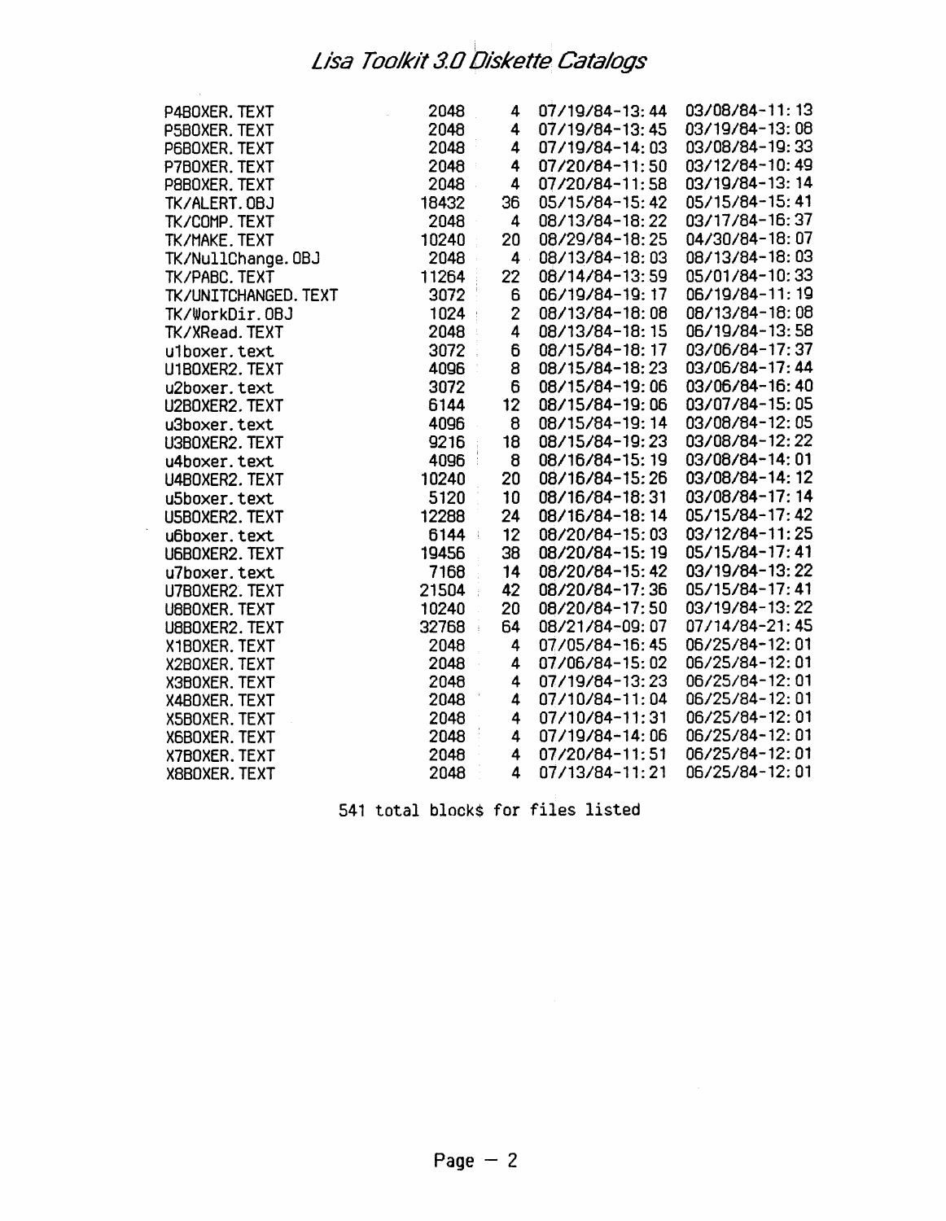| | | | | |
|---|---|---|---|---|
| P4BOXER.TEXT | 2048 | 4 | 07/19/84-13:44 | 03/08/84-11:13 |
| P5BOXER.TEXT | 2048 | 4 | 07/19/84-13:45 | 03/19/84-13:08 |
| P6BOXER.TEXT | 2048 | 4 | 07/19/84-14:03 | 03/08/84-19:33 |
| P7BOXER.TEXT | 2048 | 4 | 07/20/84-11:50 | 03/12/84-10:49 |
| P8BOXER.TEXT | 2048 | 4 | 07/20/84-11:58 | 03/19/84-13:14 |
| TK/ALERT.OBJ | 18432 | 36 | 05/15/84-15:42 | 05/15/84-15:41 |
| TK/COMP.TEXT | 2048 | 4 | 08/13/84-18:22 | 03/17/84-16:37 |
| TK/MAKE.TEXT | 10240 | 20 | 08/29/84-18:25 | 04/30/84-18:07 |
| TK/NullChange.OBJ | 2048 | 4 | 08/13/84-18:03 | 08/13/84-18:03 |
| TK/PABC.TEXT | 11264 | 22 | 08/14/84-13:59 | 05/01/84-10:33 |
| TK/UNITCHANGED.TEXT | 3072 | 6 | 06/19/84-19:17 | 06/19/84-11:19 |
| TK/WorkDir.OBJ | 1024 | 2 | 08/13/84-18:08 | 08/13/84-18:08 |
| TK/XRead.TEXT | 2048 | 4 | 08/13/84-18:15 | 06/19/84-13:58 |
| u1boxer.text | 3072 | 6 | 08/15/84-18:17 | 03/06/84-17:37 |
| U1BOXER2.TEXT | 4096 | 8 | 08/15/84-18:23 | 03/06/84-17:44 |
| u2boxer.text | 3072 | 6 | 08/15/84-19:06 | 03/06/84-16:40 |
| U2BOXER2.TEXT | 6144 | 12 | 08/15/84-19:06 | 03/07/84-15:05 |
| u3boxer.text | 4096 | 8 | 08/15/84-19:14 | 03/08/84-12:05 |
| U3BOXER2.TEXT | 9216 | 18 | 08/15/84-19:23 | 03/08/84-12:22 |
| u4boxer.text | 4096 | 8 | 08/16/84-15:19 | 03/08/84-14:01 |
| U4BOXER2.TEXT | 10240 | 20 | 08/16/84-15:26 | 03/08/84-14:12 |
| u5boxer.text | 5120 | 10 | 08/16/84-18:31 | 03/08/84-17:14 |
| U5BOXER2.TEXT | 12288 | 24 | 08/16/84-18:14 | 05/15/84-17:42 |
| u6boxer.text | 6144 | 12 | 08/20/84-15:03 | 03/12/84-11:25 |
| U6BOXER2.TEXT | 19456 | 38 | 08/20/84-15:19 | 05/15/84-17:41 |
| u7boxer.text | 7168 | 14 | 08/20/84-15:42 | 03/19/84-13:22 |
| U7BOXER2.TEXT | 21504 | 42 | 08/20/84-17:36 | 05/15/84-17:41 |
| U8BOXER.TEXT | 10240 | 20 | 08/20/84-17:50 | 03/19/84-13:22 |
| U8BOXER2.TEXT | 32768 | 64 | 08/21/84-09:07 | 07/14/84-21:45 |
| X1BOXER.TEXT | 2048 | 4 | 07/05/84-16:45 | 06/25/84-12:01 |
| X2BOXER.TEXT | 2048 | 4 | 07/06/84-15:02 | 06/25/84-12:01 |
| X3BOXER.TEXT | 2048 | 4 | 07/19/84-13:23 | 06/25/84-12:01 |
| X4BOXER.TEXT | 2048 | 4 | 07/10/84-11:04 | 06/25/84-12:01 |
| X5BOXER.TEXT | 2048 | 4 | 07/10/84-11:31 | 06/25/84-12:01 |
| X6BOXER.TEXT | 2048 | 4 | 07/19/84-14:06 | 06/25/84-12:01 |
| X7BOXER.TEXT | 2048 | 4 | 07/20/84-11:51 | 06/25/84-12:01 |
| X8BOXER.TEXT | 2048 | 4 | 07/13/84-11:21 | 06/25/84-12:01 |

541 total block$ for files listed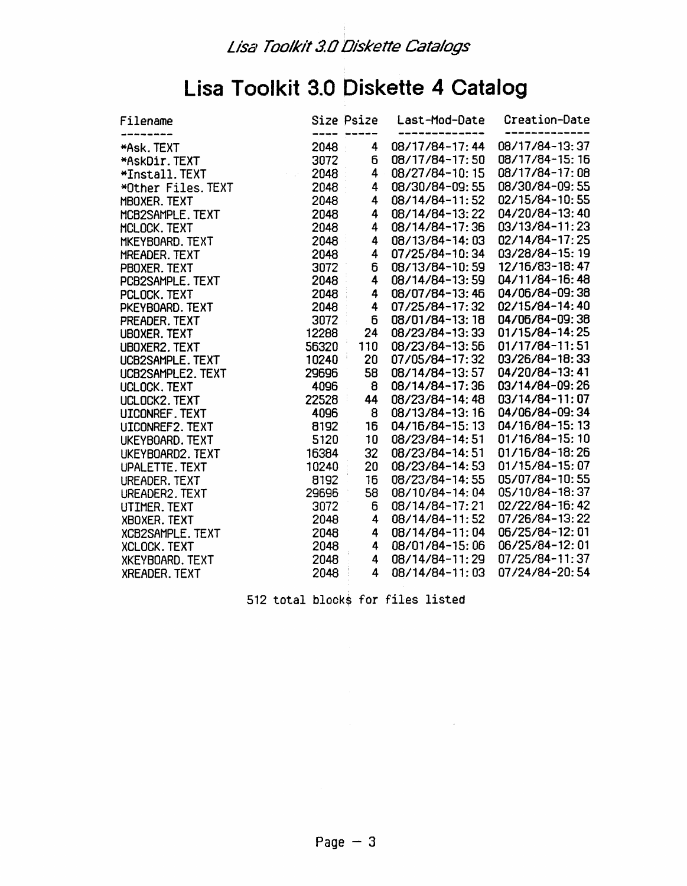# Lisa Toolkit 3.0 Diskette 4 Catalog

| Filename | Size | Psize | Last-Mod-Date | Creation-Date |
|---|---|---|---|---|
| *Ask.TEXT | 2048 | 4 | 08/17/84-17:44 | 08/17/84-13:37 |
| *AskDir.TEXT | 3072 | 6 | 08/17/84-17:50 | 08/17/84-15:16 |
| *Install.TEXT | 2048 | 4 | 08/27/84-10:15 | 08/17/84-17:08 |
| *Other Files.TEXT | 2048 | 4 | 08/30/84-09:55 | 08/30/84-09:55 |
| MBOXER.TEXT | 2048 | 4 | 08/14/84-11:52 | 02/15/84-10:55 |
| MCB2SAMPLE.TEXT | 2048 | 4 | 08/14/84-13:22 | 04/20/84-13:40 |
| MCLOCK.TEXT | 2048 | 4 | 08/14/84-17:36 | 03/13/84-11:23 |
| MKEYBOARD.TEXT | 2048 | 4 | 08/13/84-14:03 | 02/14/84-17:25 |
| MREADER.TEXT | 2048 | 4 | 07/25/84-10:34 | 03/28/84-15:19 |
| PBOXER.TEXT | 3072 | 6 | 08/13/84-10:59 | 12/16/83-18:47 |
| PCB2SAMPLE.TEXT | 2048 | 4 | 08/14/84-13:59 | 04/11/84-16:48 |
| PCLOCK.TEXT | 2048 | 4 | 08/07/84-13:46 | 04/06/84-09:38 |
| PKEYBOARD.TEXT | 2048 | 4 | 07/25/84-17:32 | 02/15/84-14:40 |
| PREADER.TEXT | 3072 | 6 | 08/01/84-13:18 | 04/06/84-09:38 |
| UBOXER.TEXT | 12288 | 24 | 08/23/84-13:33 | 01/15/84-14:25 |
| UBOXER2.TEXT | 56320 | 110 | 08/23/84-13:56 | 01/17/84-11:51 |
| UCB2SAMPLE.TEXT | 10240 | 20 | 07/05/84-17:32 | 03/26/84-18:33 |
| UCB2SAMPLE2.TEXT | 29696 | 58 | 08/14/84-13:57 | 04/20/84-13:41 |
| UCLOCK.TEXT | 4096 | 8 | 08/14/84-17:36 | 03/14/84-09:26 |
| UCLOCK2.TEXT | 22528 | 44 | 08/23/84-14:48 | 03/14/84-11:07 |
| UICONREF.TEXT | 4096 | 8 | 08/13/84-13:16 | 04/06/84-09:34 |
| UICONREF2.TEXT | 8192 | 16 | 04/16/84-15:13 | 04/16/84-15:13 |
| UKEYBOARD.TEXT | 5120 | 10 | 08/23/84-14:51 | 01/16/84-15:10 |
| UKEYBOARD2.TEXT | 16384 | 32 | 08/23/84-14:51 | 01/16/84-18:26 |
| UPALETTE.TEXT | 10240 | 20 | 08/23/84-14:53 | 01/15/84-15:07 |
| UREADER.TEXT | 8192 | 16 | 08/23/84-14:55 | 05/07/84-10:55 |
| UREADER2.TEXT | 29696 | 58 | 08/10/84-14:04 | 05/10/84-18:37 |
| UTIMER.TEXT | 3072 | 6 | 08/14/84-17:21 | 02/22/84-16:42 |
| XBOXER.TEXT | 2048 | 4 | 08/14/84-11:52 | 07/26/84-13:22 |
| XCB2SAMPLE.TEXT | 2048 | 4 | 08/14/84-11:04 | 06/25/84-12:01 |
| XCLOCK.TEXT | 2048 | 4 | 08/01/84-15:06 | 06/25/84-12:01 |
| XKEYBOARD.TEXT | 2048 | 4 | 08/14/84-11:29 | 07/25/84-11:37 |
| XREADER.TEXT | 2048 | 4 | 08/14/84-11:03 | 07/24/84-20:54 |

512 total blocks for files listed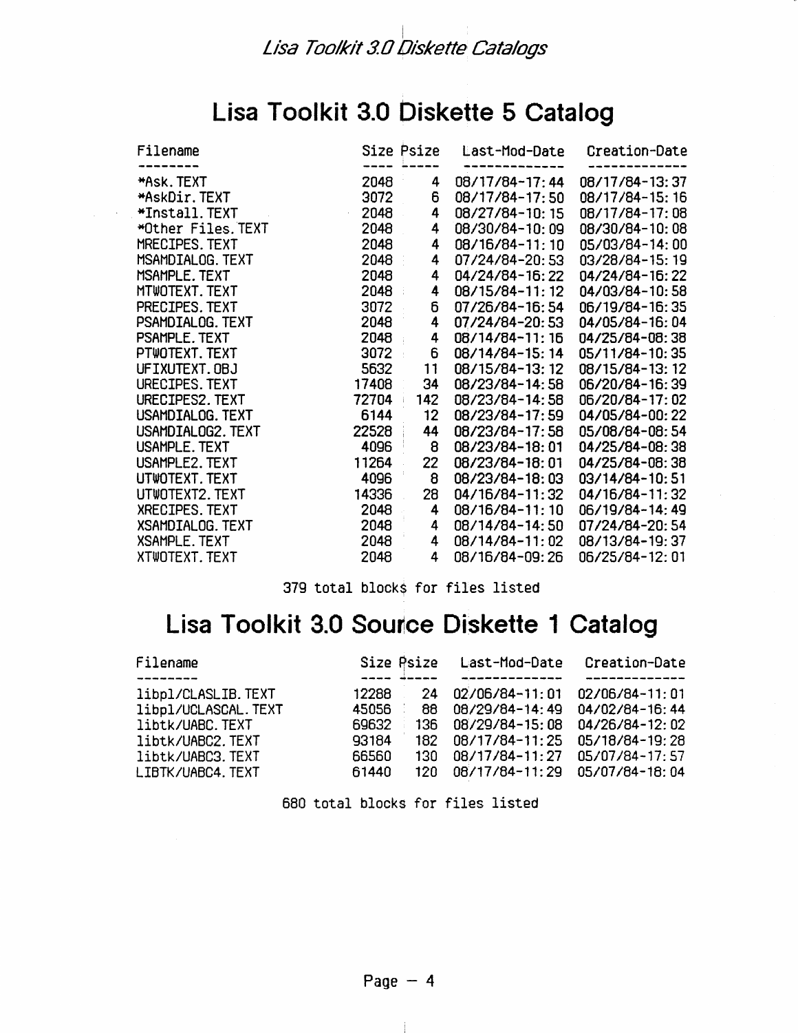# Lisa Toolkit 3.0 Diskette 5 Catalog

| Filename | Size | Psize | Last-Mod-Date | Creation-Date |
|---|---|---|---|---|
| *Ask.TEXT | 2048 | 4 | 08/17/84-17:44 | 08/17/84-13:37 |
| *AskDir.TEXT | 3072 | 6 | 08/17/84-17:50 | 08/17/84-15:16 |
| *Install.TEXT | 2048 | 4 | 08/27/84-10:15 | 08/17/84-17:08 |
| *Other Files.TEXT | 2048 | 4 | 08/30/84-10:09 | 08/30/84-10:08 |
| MRECIPES.TEXT | 2048 | 4 | 08/16/84-11:10 | 05/03/84-14:00 |
| MSAMDIALOG.TEXT | 2048 | 4 | 07/24/84-20:53 | 03/28/84-15:19 |
| MSAMPLE.TEXT | 2048 | 4 | 04/24/84-16:22 | 04/24/84-16:22 |
| MTWOTEXT.TEXT | 2048 | 4 | 08/15/84-11:12 | 04/03/84-10:58 |
| PRECIPES.TEXT | 3072 | 6 | 07/26/84-16:54 | 06/19/84-16:35 |
| PSAMDIALOG.TEXT | 2048 | 4 | 07/24/84-20:53 | 04/05/84-16:04 |
| PSAMPLE.TEXT | 2048 | 4 | 08/14/84-11:16 | 04/25/84-08:38 |
| PTWOTEXT.TEXT | 3072 | 6 | 08/14/84-15:14 | 05/11/84-10:35 |
| UFIXUTEXT.OBJ | 5632 | 11 | 08/15/84-13:12 | 08/15/84-13:12 |
| URECIPES.TEXT | 17408 | 34 | 08/23/84-14:58 | 06/20/84-16:39 |
| URECIPES2.TEXT | 72704 | 142 | 08/23/84-14:58 | 06/20/84-17:02 |
| USAMDIALOG.TEXT | 6144 | 12 | 08/23/84-17:59 | 04/05/84-00:22 |
| USAMDIALOG2.TEXT | 22528 | 44 | 08/23/84-17:58 | 05/08/84-08:54 |
| USAMPLE.TEXT | 4096 | 8 | 08/23/84-18:01 | 04/25/84-08:38 |
| USAMPLE2.TEXT | 11264 | 22 | 08/23/84-18:01 | 04/25/84-08:38 |
| UTWOTEXT.TEXT | 4096 | 8 | 08/23/84-18:03 | 03/14/84-10:51 |
| UTWOTEXT2.TEXT | 14336 | 28 | 04/16/84-11:32 | 04/16/84-11:32 |
| XRECIPES.TEXT | 2048 | 4 | 08/16/84-11:10 | 06/19/84-14:49 |
| XSAMDIALOG.TEXT | 2048 | 4 | 08/14/84-14:50 | 07/24/84-20:54 |
| XSAMPLE.TEXT | 2048 | 4 | 08/14/84-11:02 | 08/13/84-19:37 |
| XTWOTEXT.TEXT | 2048 | 4 | 08/16/84-09:26 | 06/25/84-12:01 |

379 total blocks for files listed

# Lisa Toolkit 3.0 Source Diskette 1 Catalog

| Filename | Size | Psize | Last-Mod-Date | Creation-Date |
|---|---|---|---|---|
| libpl/CLASLIB.TEXT | 12288 | 24 | 02/06/84-11:01 | 02/06/84-11:01 |
| libpl/UCLASCAL.TEXT | 45056 | 88 | 08/29/84-14:49 | 04/02/84-16:44 |
| libtk/UABC.TEXT | 69632 | 136 | 08/29/84-15:08 | 04/26/84-12:02 |
| libtk/UABC2.TEXT | 93184 | 182 | 08/17/84-11:25 | 05/18/84-19:28 |
| libtk/UABC3.TEXT | 66560 | 130 | 08/17/84-11:27 | 05/07/84-17:57 |
| LIBTK/UABC4.TEXT | 61440 | 120 | 08/17/84-11:29 | 05/07/84-18:04 |

680 total blocks for files listed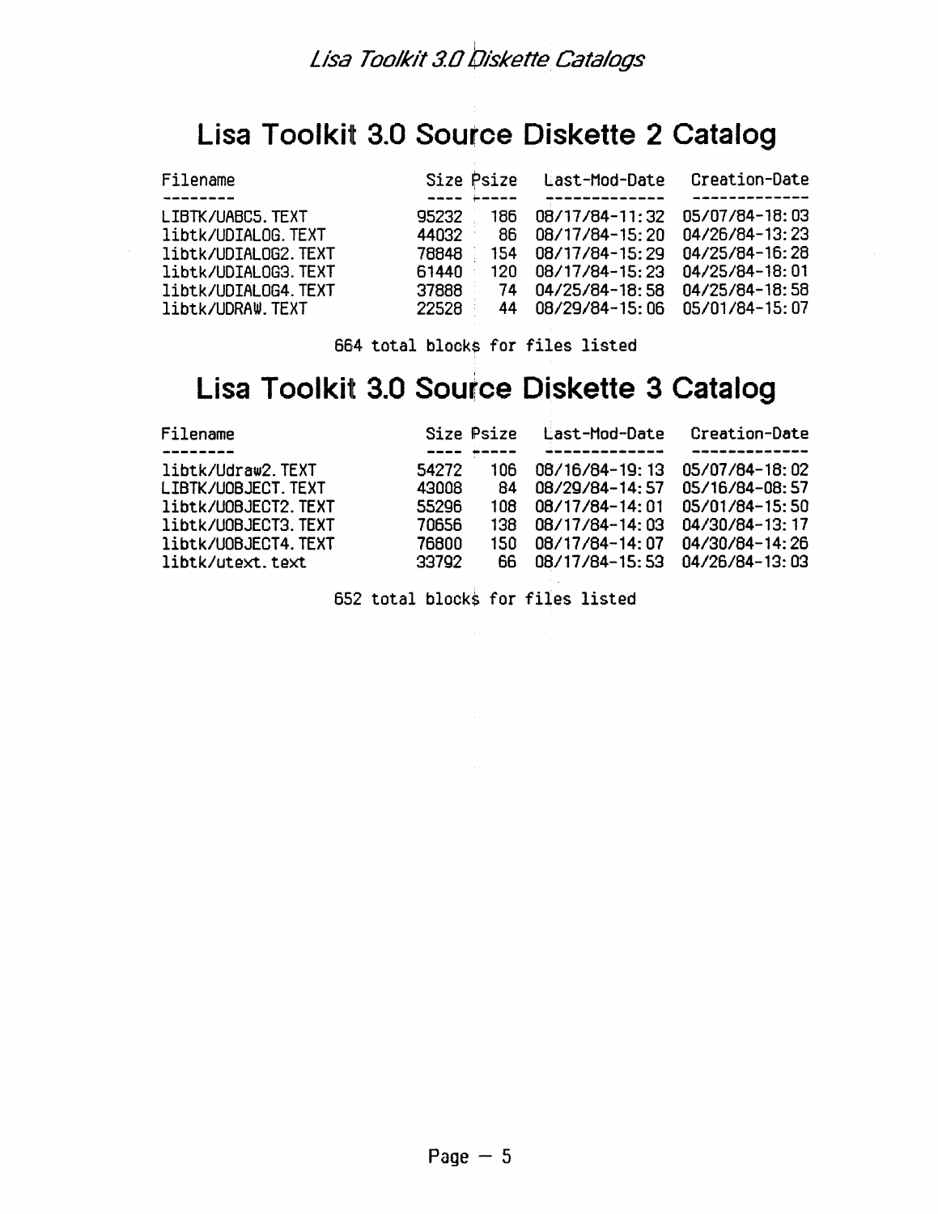# Lisa Toolkit 3.0 Source Diskette 2 Catalog

| Filename | Size | Psize | Last-Mod-Date | Creation-Date |
|---|---|---|---|---|
| LIBTK/UABC5.TEXT | 95232 | 186 | 08/17/84-11:32 | 05/07/84-18:03 |
| libtk/UDIALOG.TEXT | 44032 | 86 | 08/17/84-15:20 | 04/26/84-13:23 |
| libtk/UDIALOG2.TEXT | 78848 | 154 | 08/17/84-15:29 | 04/25/84-16:28 |
| libtk/UDIALOG3.TEXT | 61440 | 120 | 08/17/84-15:23 | 04/25/84-18:01 |
| libtk/UDIALOG4.TEXT | 37888 | 74 | 04/25/84-18:58 | 04/25/84-18:58 |
| libtk/UDRAW.TEXT | 22528 | 44 | 08/29/84-15:06 | 05/01/84-15:07 |

664 total blocks for files listed

# Lisa Toolkit 3.0 Source Diskette 3 Catalog

| Filename | Size | Psize | Last-Mod-Date | Creation-Date |
|---|---|---|---|---|
| libtk/Udraw2.TEXT | 54272 | 106 | 08/16/84-19:13 | 05/07/84-18:02 |
| LIBTK/UOBJECT.TEXT | 43008 | 84 | 08/29/84-14:57 | 05/16/84-08:57 |
| libtk/UOBJECT2.TEXT | 55296 | 108 | 08/17/84-14:01 | 05/01/84-15:50 |
| libtk/UOBJECT3.TEXT | 70656 | 138 | 08/17/84-14:03 | 04/30/84-13:17 |
| libtk/UOBJECT4.TEXT | 76800 | 150 | 08/17/84-14:07 | 04/30/84-14:26 |
| libtk/utext.text | 33792 | 66 | 08/17/84-15:53 | 04/26/84-13:03 |

652 total blocks for files listed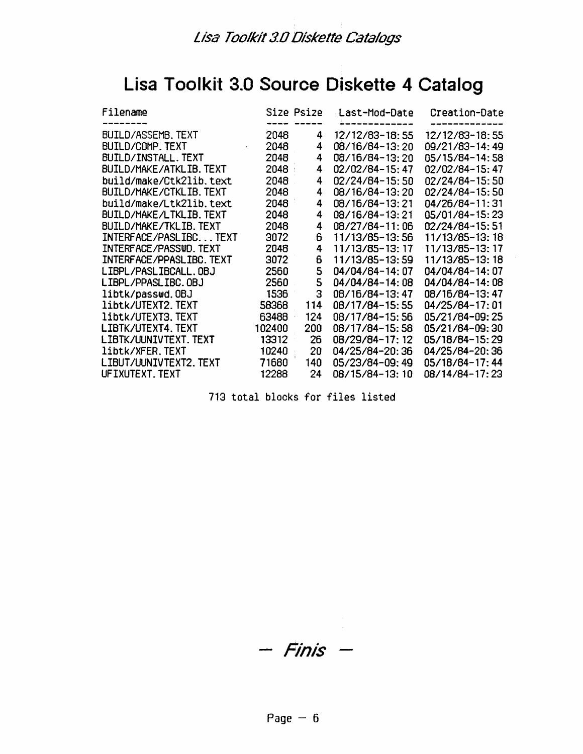# Lisa Toolkit 3.0 Source Diskette 4 Catalog

| Filename | Size | Psize | Last-Mod-Date | Creation-Date |
|---|---|---|---|---|
| BUILD/ASSEMB.TEXT | 2048 | 4 | 12/12/83-18:55 | 12/12/83-18:55 |
| BUILD/COMP.TEXT | 2048 | 4 | 08/16/84-13:20 | 09/21/83-14:49 |
| BUILD/INSTALL.TEXT | 2048 | 4 | 08/16/84-13:20 | 05/15/84-14:58 |
| BUILD/MAKE/ATKLIB.TEXT | 2048 | 4 | 02/02/84-15:47 | 02/02/84-15:47 |
| build/make/Ctk2lib.text | 2048 | 4 | 02/24/84-15:50 | 02/24/84-15:50 |
| BUILD/MAKE/CTKLIB.TEXT | 2048 | 4 | 08/16/84-13:20 | 02/24/84-15:50 |
| build/make/Ltk2lib.text | 2048 | 4 | 08/16/84-13:21 | 04/26/84-11:31 |
| BUILD/MAKE/LTKLIB.TEXT | 2048 | 4 | 08/16/84-13:21 | 05/01/84-15:23 |
| BUILD/MAKE/TKLIB.TEXT | 2048 | 4 | 08/27/84-11:06 | 02/24/84-15:51 |
| INTERFACE/PASLIBC...TEXT | 3072 | 6 | 11/13/85-13:56 | 11/13/85-13:18 |
| INTERFACE/PASSWD.TEXT | 2048 | 4 | 11/13/85-13:17 | 11/13/85-13:17 |
| INTERFACE/PPASLIBC.TEXT | 3072 | 6 | 11/13/85-13:59 | 11/13/85-13:18 |
| LIBPL/PASLIBCALL.OBJ | 2560 | 5 | 04/04/84-14:07 | 04/04/84-14:07 |
| LIBPL/PPASLIBC.OBJ | 2560 | 5 | 04/04/84-14:08 | 04/04/84-14:08 |
| libtk/passwd.OBJ | 1536 | 3 | 08/16/84-13:47 | 08/16/84-13:47 |
| libtk/UTEXT2.TEXT | 58368 | 114 | 08/17/84-15:55 | 04/25/84-17:01 |
| libtk/UTEXT3.TEXT | 63488 | 124 | 08/17/84-15:56 | 05/21/84-09:25 |
| LIBTK/UTEXT4.TEXT | 102400 | 200 | 08/17/84-15:58 | 05/21/84-09:30 |
| LIBTK/UUNIVTEXT.TEXT | 13312 | 26 | 08/29/84-17:12 | 05/18/84-15:29 |
| libtk/XFER.TEXT | 10240 | 20 | 04/25/84-20:36 | 04/25/84-20:36 |
| LIBUT/UUNIVTEXT2.TEXT | 71680 | 140 | 05/23/84-09:49 | 05/18/84-17:44 |
| UFIXUTEXT.TEXT | 12288 | 24 | 08/15/84-13:10 | 08/14/84-17:23 |

713 total blocks for files listed

*— Finis —*